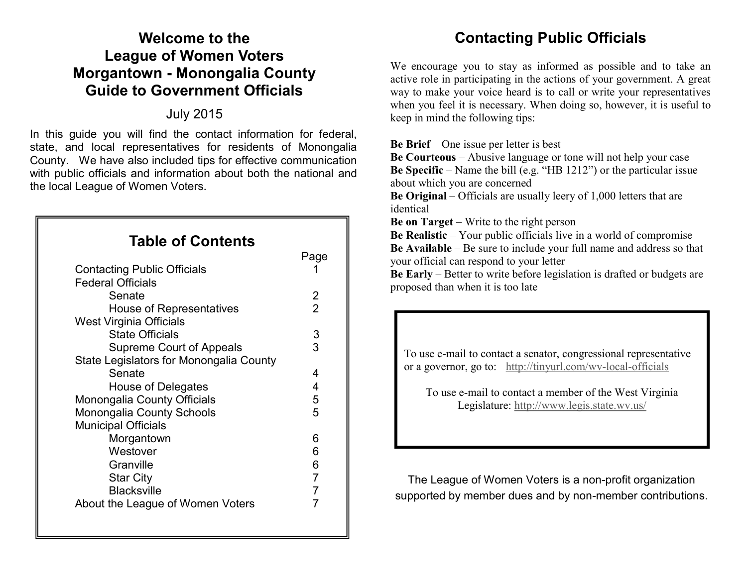# Welcome to the League of Women Voters Morgantown - Monongalia County Guide to Government Officials

July 2015

In this guide you will find the contact information for federal, state, and local representatives for residents of Monongalia County. We have also included tips for effective communication with public officials and information about both the national and the local League of Women Voters.

## Table of Contents

| | Page |
|---|---|
| Contacting Public Officials | 1 |
| Federal Officials | |
| Senate | 2 |
| House of Representatives | 2 |
| West Virginia Officials | |
| State Officials | 3 |
| Supreme Court of Appeals | 3 |
| State Legislators for Monongalia County | |
| Senate | 4 |
| House of Delegates | 4 |
| Monongalia County Officials | 5 |
| Monongalia County Schools | 5 |
| Municipal Officials | |
| Morgantown | 6 |
| Westover | 6 |
| Granville | 6 |
| Star City | 7 |
| Blacksville | 7 |
| About the League of Women Voters | 7 |

# Contacting Public Officials

We encourage you to stay as informed as possible and to take an active role in participating in the actions of your government. A great way to make your voice heard is to call or write your representatives when you feel it is necessary. When doing so, however, it is useful to keep in mind the following tips:

**Be Brief** – One issue per letter is best
**Be Courteous** – Abusive language or tone will not help your case
**Be Specific** – Name the bill (e.g. "HB 1212") or the particular issue about which you are concerned
**Be Original** – Officials are usually leery of 1,000 letters that are identical
**Be on Target** – Write to the right person
**Be Realistic** – Your public officials live in a world of compromise
**Be Available** – Be sure to include your full name and address so that your official can respond to your letter
**Be Early** – Better to write before legislation is drafted or budgets are proposed than when it is too late

To use e-mail to contact a senator, congressional representative or a governor, go to: http://tinyurl.com/wv-local-officials

To use e-mail to contact a member of the West Virginia Legislature: http://www.legis.state.wv.us/

The League of Women Voters is a non-profit organization supported by member dues and by non-member contributions.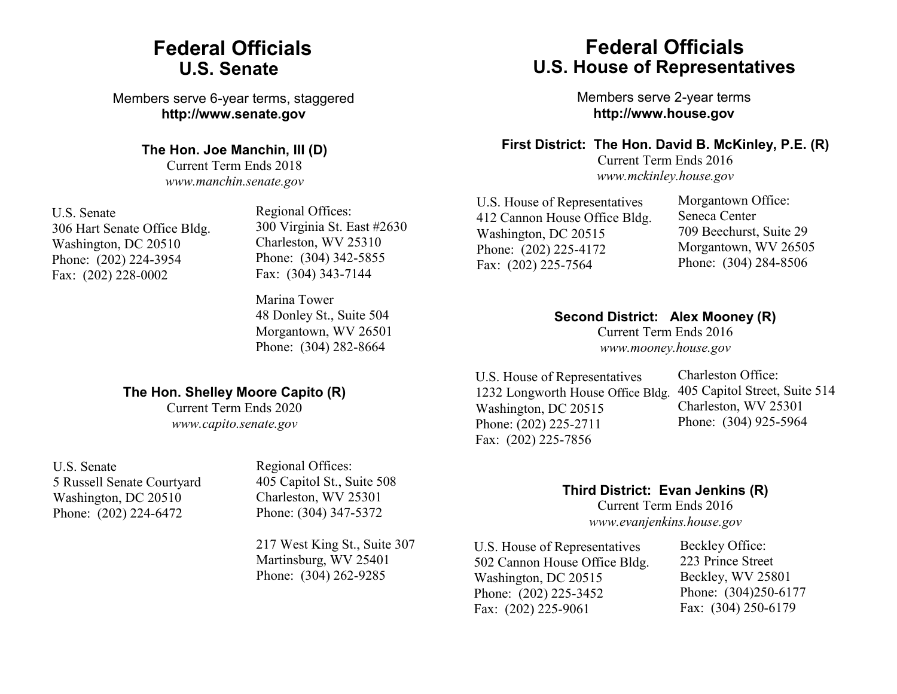# Federal Officials
## U.S. Senate

Members serve 6-year terms, staggered
**http://www.senate.gov**

### The Hon. Joe Manchin, III (D)

Current Term Ends 2018
*www.manchin.senate.gov*

U.S. Senate
306 Hart Senate Office Bldg.
Washington, DC 20510
Phone: (202) 224-3954
Fax: (202) 228-0002

Regional Offices:
300 Virginia St. East #2630
Charleston, WV 25310
Phone: (304) 342-5855
Fax: (304) 343-7144

Marina Tower
48 Donley St., Suite 504
Morgantown, WV 26501
Phone: (304) 282-8664

### The Hon. Shelley Moore Capito (R)

Current Term Ends 2020
*www.capito.senate.gov*

U.S. Senate
5 Russell Senate Courtyard
Washington, DC 20510
Phone: (202) 224-6472

Regional Offices:
405 Capitol St., Suite 508
Charleston, WV 25301
Phone: (304) 347-5372

217 West King St., Suite 307
Martinsburg, WV 25401
Phone: (304) 262-9285

# Federal Officials
## U.S. House of Representatives

Members serve 2-year terms
**http://www.house.gov**

### First District: The Hon. David B. McKinley, P.E. (R)

Current Term Ends 2016
*www.mckinley.house.gov*

U.S. House of Representatives
412 Cannon House Office Bldg.
Washington, DC 20515
Phone: (202) 225-4172
Fax: (202) 225-7564

Morgantown Office:
Seneca Center
709 Beechurst, Suite 29
Morgantown, WV 26505
Phone: (304) 284-8506

### Second District: Alex Mooney (R)

Current Term Ends 2016
*www.mooney.house.gov*

U.S. House of Representatives
1232 Longworth House Office Bldg.
Washington, DC 20515
Phone: (202) 225-2711
Fax: (202) 225-7856

Charleston Office:
405 Capitol Street, Suite 514
Charleston, WV 25301
Phone: (304) 925-5964

### Third District: Evan Jenkins (R)

Current Term Ends 2016
*www.evanjenkins.house.gov*

U.S. House of Representatives
502 Cannon House Office Bldg.
Washington, DC 20515
Phone: (202) 225-3452
Fax: (202) 225-9061

Beckley Office:
223 Prince Street
Beckley, WV 25801
Phone: (304)250-6177
Fax: (304) 250-6179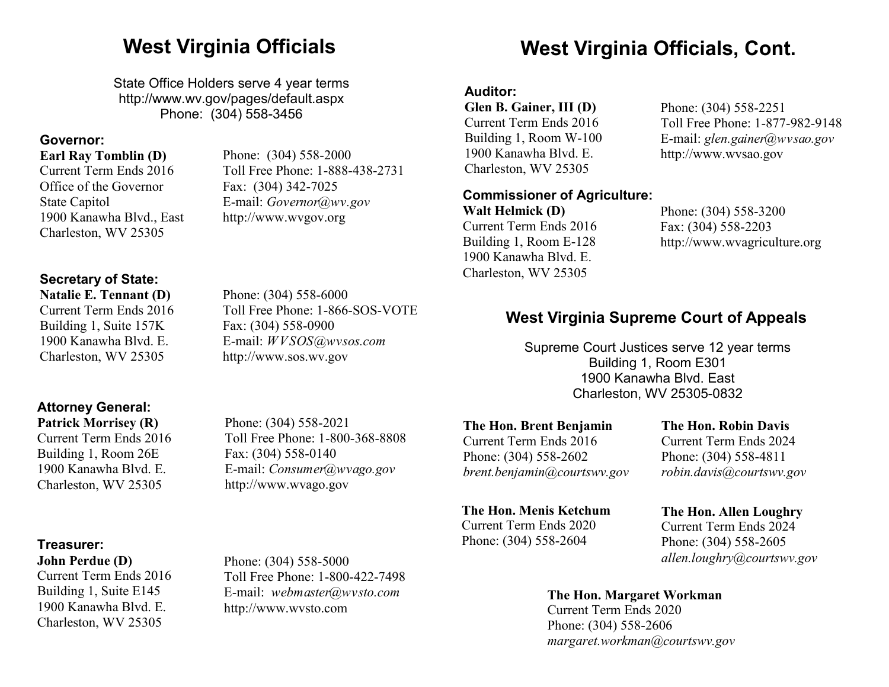# West Virginia Officials

State Office Holders serve 4 year terms
http://www.wv.gov/pages/default.aspx
Phone: (304) 558-3456

### Governor:

**Earl Ray Tomblin (D)**
Current Term Ends 2016
Office of the Governor
State Capitol
1900 Kanawha Blvd., East
Charleston, WV 25305

Phone: (304) 558-2000
Toll Free Phone: 1-888-438-2731
Fax: (304) 342-7025
E-mail: *Governor@wv.gov*
http://www.wvgov.org

### Secretary of State:

**Natalie E. Tennant (D)**
Current Term Ends 2016
Building 1, Suite 157K
1900 Kanawha Blvd. E.
Charleston, WV 25305

Phone: (304) 558-6000
Toll Free Phone: 1-866-SOS-VOTE
Fax: (304) 558-0900
E-mail: *WVSOS@wvsos.com*
http://www.sos.wv.gov

### Attorney General:

**Patrick Morrisey (R)**
Current Term Ends 2016
Building 1, Room 26E
1900 Kanawha Blvd. E.
Charleston, WV 25305

Phone: (304) 558-2021
Toll Free Phone: 1-800-368-8808
Fax: (304) 558-0140
E-mail: *Consumer@wvago.gov*
http://www.wvago.gov

### Treasurer:

**John Perdue (D)**
Current Term Ends 2016
Building 1, Suite E145
1900 Kanawha Blvd. E.
Charleston, WV 25305

Phone: (304) 558-5000
Toll Free Phone: 1-800-422-7498
E-mail: *webmaster@wvsto.com*
http://www.wvsto.com

# West Virginia Officials, Cont.

### Auditor:

**Glen B. Gainer, III (D)**
Current Term Ends 2016
Building 1, Room W-100
1900 Kanawha Blvd. E.
Charleston, WV 25305

Phone: (304) 558-2251
Toll Free Phone: 1-877-982-9148
E-mail: *glen.gainer@wvsao.gov*
http://www.wvsao.gov

### Commissioner of Agriculture:

**Walt Helmick (D)**
Current Term Ends 2016
Building 1, Room E-128
1900 Kanawha Blvd. E.
Charleston, WV 25305

Phone: (304) 558-3200
Fax: (304) 558-2203
http://www.wvagriculture.org

## West Virginia Supreme Court of Appeals

Supreme Court Justices serve 12 year terms
Building 1, Room E301
1900 Kanawha Blvd. East
Charleston, WV 25305-0832

**The Hon. Brent Benjamin**
Current Term Ends 2016
Phone: (304) 558-2602
*brent.benjamin@courtswv.gov*

**The Hon. Robin Davis**
Current Term Ends 2024
Phone: (304) 558-4811
*robin.davis@courtswv.gov*

**The Hon. Menis Ketchum**
Current Term Ends 2020
Phone: (304) 558-2604

**The Hon. Allen Loughry**
Current Term Ends 2024
Phone: (304) 558-2605
*allen.loughry@courtswv.gov*

**The Hon. Margaret Workman**
Current Term Ends 2020
Phone: (304) 558-2606
*margaret.workman@courtswv.gov*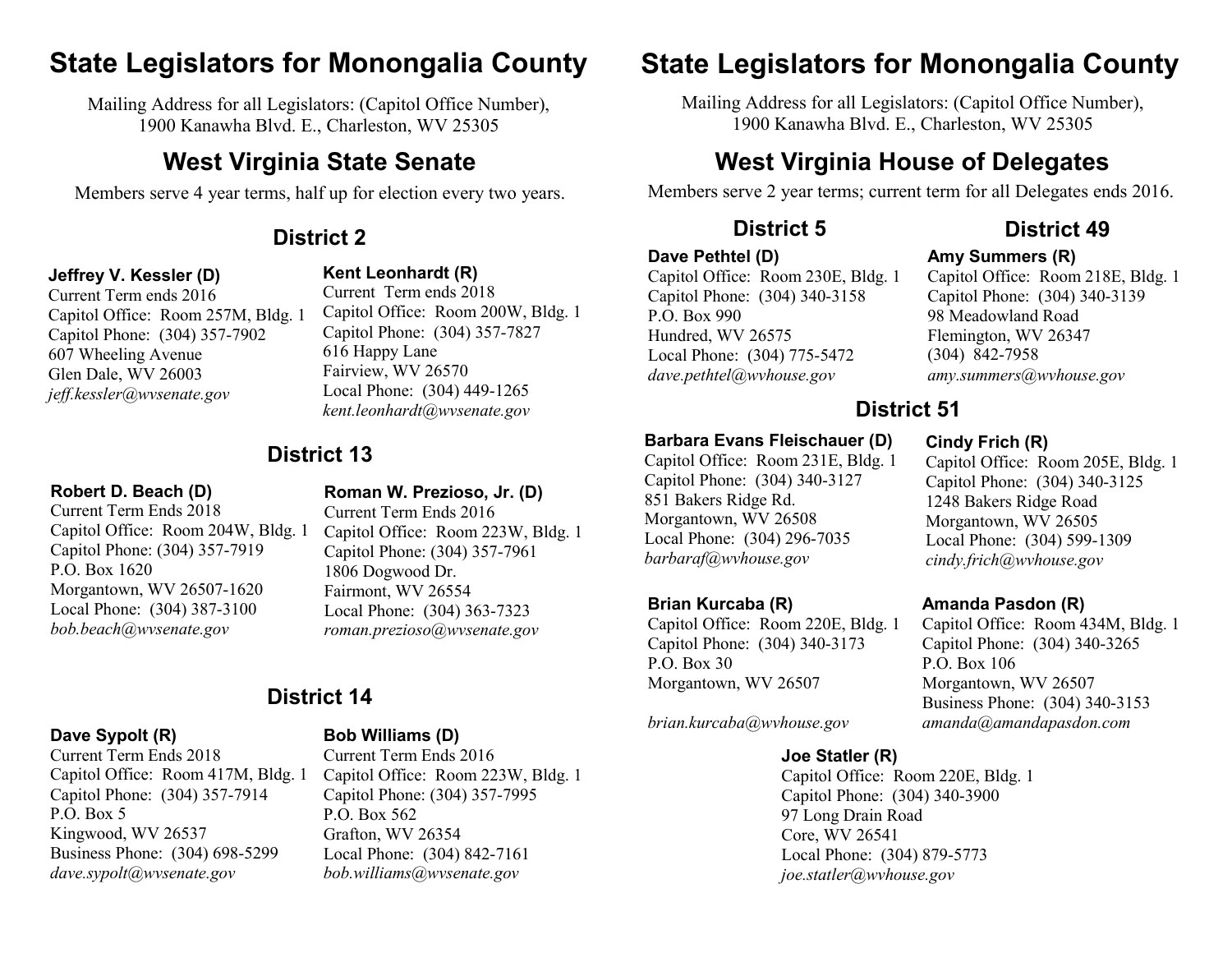# State Legislators for Monongalia County

Mailing Address for all Legislators: (Capitol Office Number), 1900 Kanawha Blvd. E., Charleston, WV 25305

## West Virginia State Senate

Members serve 4 year terms, half up for election every two years.

### District 2

**Jeffrey V. Kessler (D)**
Current Term ends 2016
Capitol Office: Room 257M, Bldg. 1
Capitol Phone: (304) 357-7902
607 Wheeling Avenue
Glen Dale, WV 26003
*jeff.kessler@wvsenate.gov*

**Kent Leonhardt (R)**
Current Term ends 2018
Capitol Office: Room 200W, Bldg. 1
Capitol Phone: (304) 357-7827
616 Happy Lane
Fairview, WV 26570
Local Phone: (304) 449-1265
*kent.leonhardt@wvsenate.gov*

### District 13

**Robert D. Beach (D)**
Current Term Ends 2018
Capitol Office: Room 204W, Bldg. 1
Capitol Phone: (304) 357-7919
P.O. Box 1620
Morgantown, WV 26507-1620
Local Phone: (304) 387-3100
*bob.beach@wvsenate.gov*

**Roman W. Prezioso, Jr. (D)**
Current Term Ends 2016
Capitol Office: Room 223W, Bldg. 1
Capitol Phone: (304) 357-7961
1806 Dogwood Dr.
Fairmont, WV 26554
Local Phone: (304) 363-7323
*roman.prezioso@wvsenate.gov*

### District 14

**Dave Sypolt (R)**
Current Term Ends 2018
Capitol Office: Room 417M, Bldg. 1
Capitol Phone: (304) 357-7914
P.O. Box 5
Kingwood, WV 26537
Business Phone: (304) 698-5299
*dave.sypolt@wvsenate.gov*

**Bob Williams (D)**
Current Term Ends 2016
Capitol Office: Room 223W, Bldg. 1
Capitol Phone: (304) 357-7995
P.O. Box 562
Grafton, WV 26354
Local Phone: (304) 842-7161
*bob.williams@wvsenate.gov*

# State Legislators for Monongalia County

Mailing Address for all Legislators: (Capitol Office Number), 1900 Kanawha Blvd. E., Charleston, WV 25305

## West Virginia House of Delegates

Members serve 2 year terms; current term for all Delegates ends 2016.

### District 5

**Dave Pethtel (D)**
Capitol Office: Room 230E, Bldg. 1
Capitol Phone: (304) 340-3158
P.O. Box 990
Hundred, WV 26575
Local Phone: (304) 775-5472
*dave.pethtel@wvhouse.gov*

### District 49

**Amy Summers (R)**
Capitol Office: Room 218E, Bldg. 1
Capitol Phone: (304) 340-3139
98 Meadowland Road
Flemington, WV 26347
(304) 842-7958
*amy.summers@wvhouse.gov*

### District 51

**Barbara Evans Fleischauer (D)**
Capitol Office: Room 231E, Bldg. 1
Capitol Phone: (304) 340-3127
851 Bakers Ridge Rd.
Morgantown, WV 26508
Local Phone: (304) 296-7035
*barbaraf@wvhouse.gov*

**Cindy Frich (R)**
Capitol Office: Room 205E, Bldg. 1
Capitol Phone: (304) 340-3125
1248 Bakers Ridge Road
Morgantown, WV 26505
Local Phone: (304) 599-1309
*cindy.frich@wvhouse.gov*

**Brian Kurcaba (R)**
Capitol Office: Room 220E, Bldg. 1
Capitol Phone: (304) 340-3173
P.O. Box 30
Morgantown, WV 26507
*brian.kurcaba@wvhouse.gov*

**Amanda Pasdon (R)**
Capitol Office: Room 434M, Bldg. 1
Capitol Phone: (304) 340-3265
P.O. Box 106
Morgantown, WV 26507
Business Phone: (304) 340-3153
*amanda@amandapasdon.com*

**Joe Statler (R)**
Capitol Office: Room 220E, Bldg. 1
Capitol Phone: (304) 340-3900
97 Long Drain Road
Core, WV 26541
Local Phone: (304) 879-5773
*joe.statler@wvhouse.gov*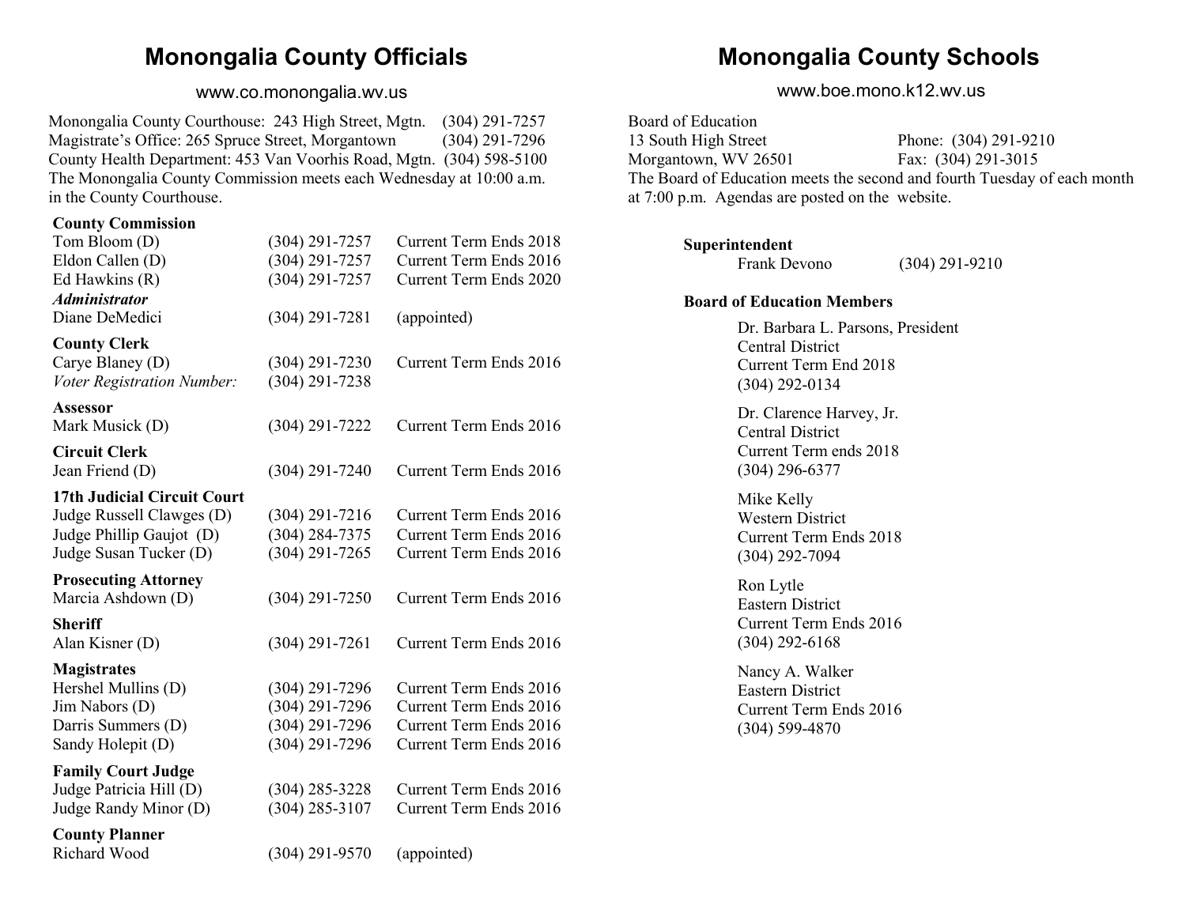# Monongalia County Officials

www.co.monongalia.wv.us

Monongalia County Courthouse: 243 High Street, Mgtn. (304) 291-7257
Magistrate's Office: 265 Spruce Street, Morgantown (304) 291-7296
County Health Department: 453 Van Voorhis Road, Mgtn. (304) 598-5100
The Monongalia County Commission meets each Wednesday at 10:00 a.m. in the County Courthouse.

| | | |
|---|---|---|
| **County Commission** | | |
| Tom Bloom (D) | (304) 291-7257 | Current Term Ends 2018 |
| Eldon Callen (D) | (304) 291-7257 | Current Term Ends 2016 |
| Ed Hawkins (R) | (304) 291-7257 | Current Term Ends 2020 |
| ***Administrator*** | | |
| Diane DeMedici | (304) 291-7281 | (appointed) |
| **County Clerk** | | |
| Carye Blaney (D) | (304) 291-7230 | Current Term Ends 2016 |
| *Voter Registration Number:* | (304) 291-7238 | |
| **Assessor** | | |
| Mark Musick (D) | (304) 291-7222 | Current Term Ends 2016 |
| **Circuit Clerk** | | |
| Jean Friend (D) | (304) 291-7240 | Current Term Ends 2016 |
| **17th Judicial Circuit Court** | | |
| Judge Russell Clawges (D) | (304) 291-7216 | Current Term Ends 2016 |
| Judge Phillip Gaujot (D) | (304) 284-7375 | Current Term Ends 2016 |
| Judge Susan Tucker (D) | (304) 291-7265 | Current Term Ends 2016 |
| **Prosecuting Attorney** | | |
| Marcia Ashdown (D) | (304) 291-7250 | Current Term Ends 2016 |
| **Sheriff** | | |
| Alan Kisner (D) | (304) 291-7261 | Current Term Ends 2016 |
| **Magistrates** | | |
| Hershel Mullins (D) | (304) 291-7296 | Current Term Ends 2016 |
| Jim Nabors (D) | (304) 291-7296 | Current Term Ends 2016 |
| Darris Summers (D) | (304) 291-7296 | Current Term Ends 2016 |
| Sandy Holepit (D) | (304) 291-7296 | Current Term Ends 2016 |
| **Family Court Judge** | | |
| Judge Patricia Hill (D) | (304) 285-3228 | Current Term Ends 2016 |
| Judge Randy Minor (D) | (304) 285-3107 | Current Term Ends 2016 |
| **County Planner** | | |
| Richard Wood | (304) 291-9570 | (appointed) |

# Monongalia County Schools

www.boe.mono.k12.wv.us

Board of Education
13 South High Street — Phone: (304) 291-9210
Morgantown, WV 26501 — Fax: (304) 291-3015
The Board of Education meets the second and fourth Tuesday of each month at 7:00 p.m. Agendas are posted on the website.

**Superintendent**
Frank Devono (304) 291-9210

**Board of Education Members**

Dr. Barbara L. Parsons, President
Central District
Current Term End 2018
(304) 292-0134

Dr. Clarence Harvey, Jr.
Central District
Current Term ends 2018
(304) 296-6377

Mike Kelly
Western District
Current Term Ends 2018
(304) 292-7094

Ron Lytle
Eastern District
Current Term Ends 2016
(304) 292-6168

Nancy A. Walker
Eastern District
Current Term Ends 2016
(304) 599-4870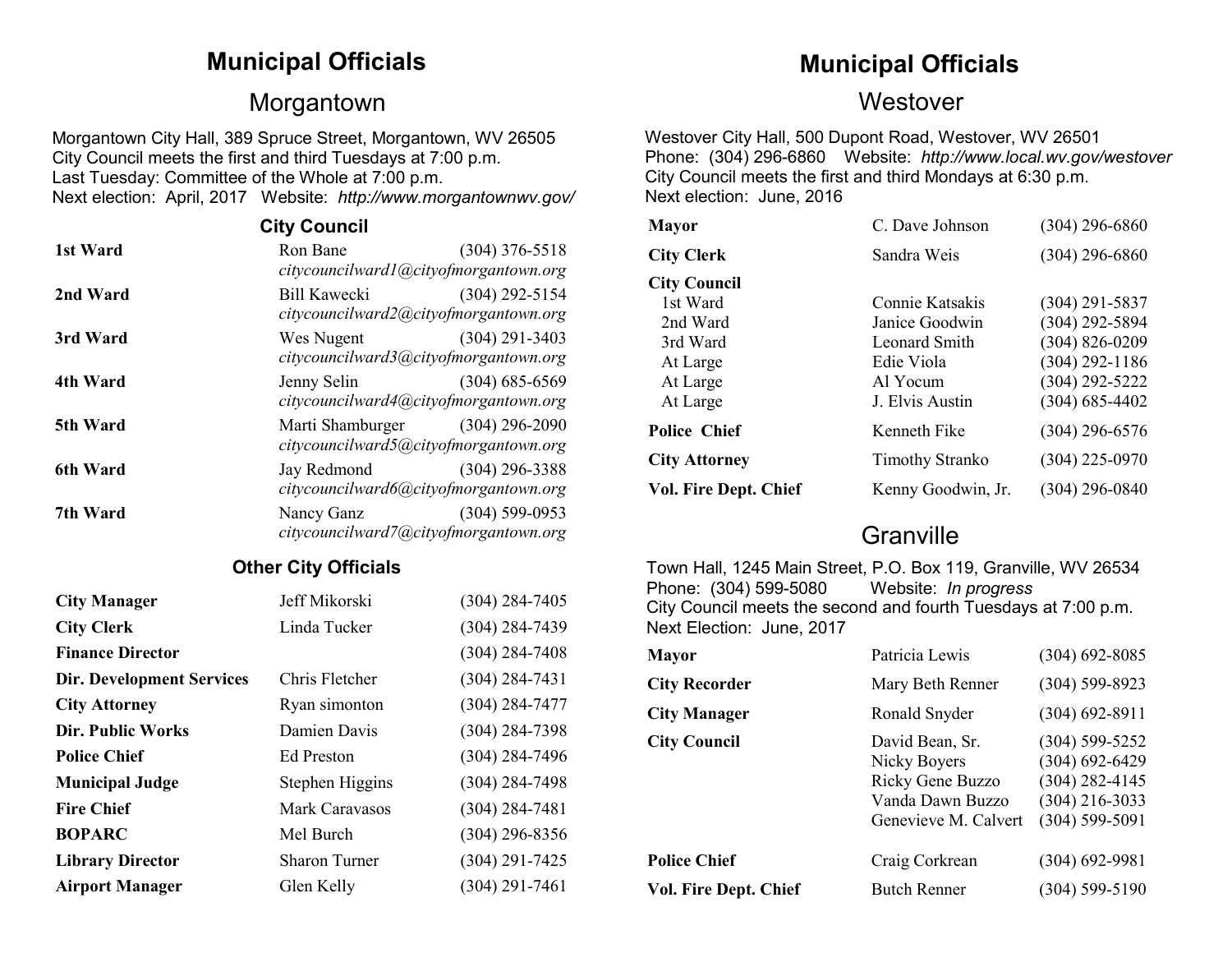# Municipal Officials

## Morgantown

Morgantown City Hall, 389 Spruce Street, Morgantown, WV 26505
City Council meets the first and third Tuesdays at 7:00 p.m.
Last Tuesday: Committee of the Whole at 7:00 p.m.
Next election: April, 2017 Website: *http://www.morgantownwv.gov/*

### City Council

| | | |
|---|---|---|
| **1st Ward** | Ron Bane<br>*citycouncilward1@cityofmorgantown.org* | (304) 376-5518 |
| **2nd Ward** | Bill Kawecki<br>*citycouncilward2@cityofmorgantown.org* | (304) 292-5154 |
| **3rd Ward** | Wes Nugent<br>*citycouncilward3@cityofmorgantown.org* | (304) 291-3403 |
| **4th Ward** | Jenny Selin<br>*citycouncilward4@cityofmorgantown.org* | (304) 685-6569 |
| **5th Ward** | Marti Shamburger<br>*citycouncilward5@cityofmorgantown.org* | (304) 296-2090 |
| **6th Ward** | Jay Redmond<br>*citycouncilward6@cityofmorgantown.org* | (304) 296-3388 |
| **7th Ward** | Nancy Ganz<br>*citycouncilward7@cityofmorgantown.org* | (304) 599-0953 |

### Other City Officials

| | | |
|---|---|---|
| **City Manager** | Jeff Mikorski | (304) 284-7405 |
| **City Clerk** | Linda Tucker | (304) 284-7439 |
| **Finance Director** | | (304) 284-7408 |
| **Dir. Development Services** | Chris Fletcher | (304) 284-7431 |
| **City Attorney** | Ryan simonton | (304) 284-7477 |
| **Dir. Public Works** | Damien Davis | (304) 284-7398 |
| **Police Chief** | Ed Preston | (304) 284-7496 |
| **Municipal Judge** | Stephen Higgins | (304) 284-7498 |
| **Fire Chief** | Mark Caravasos | (304) 284-7481 |
| **BOPARC** | Mel Burch | (304) 296-8356 |
| **Library Director** | Sharon Turner | (304) 291-7425 |
| **Airport Manager** | Glen Kelly | (304) 291-7461 |

# Municipal Officials

## Westover

Westover City Hall, 500 Dupont Road, Westover, WV 26501
Phone: (304) 296-6860 Website: *http://www.local.wv.gov/westover*
City Council meets the first and third Mondays at 6:30 p.m.
Next election: June, 2016

| | | |
|---|---|---|
| **Mayor** | C. Dave Johnson | (304) 296-6860 |
| **City Clerk** | Sandra Weis | (304) 296-6860 |
| **City Council** | | |
| 1st Ward | Connie Katsakis | (304) 291-5837 |
| 2nd Ward | Janice Goodwin | (304) 292-5894 |
| 3rd Ward | Leonard Smith | (304) 826-0209 |
| At Large | Edie Viola | (304) 292-1186 |
| At Large | Al Yocum | (304) 292-5222 |
| At Large | J. Elvis Austin | (304) 685-4402 |
| **Police Chief** | Kenneth Fike | (304) 296-6576 |
| **City Attorney** | Timothy Stranko | (304) 225-0970 |
| **Vol. Fire Dept. Chief** | Kenny Goodwin, Jr. | (304) 296-0840 |

## Granville

Town Hall, 1245 Main Street, P.O. Box 119, Granville, WV 26534
Phone: (304) 599-5080 Website: *In progress*
City Council meets the second and fourth Tuesdays at 7:00 p.m.
Next Election: June, 2017

| | | |
|---|---|---|
| **Mayor** | Patricia Lewis | (304) 692-8085 |
| **City Recorder** | Mary Beth Renner | (304) 599-8923 |
| **City Manager** | Ronald Snyder | (304) 692-8911 |
| **City Council** | David Bean, Sr. | (304) 599-5252 |
| | Nicky Boyers | (304) 692-6429 |
| | Ricky Gene Buzzo | (304) 282-4145 |
| | Vanda Dawn Buzzo | (304) 216-3033 |
| | Genevieve M. Calvert | (304) 599-5091 |
| **Police Chief** | Craig Corkrean | (304) 692-9981 |
| **Vol. Fire Dept. Chief** | Butch Renner | (304) 599-5190 |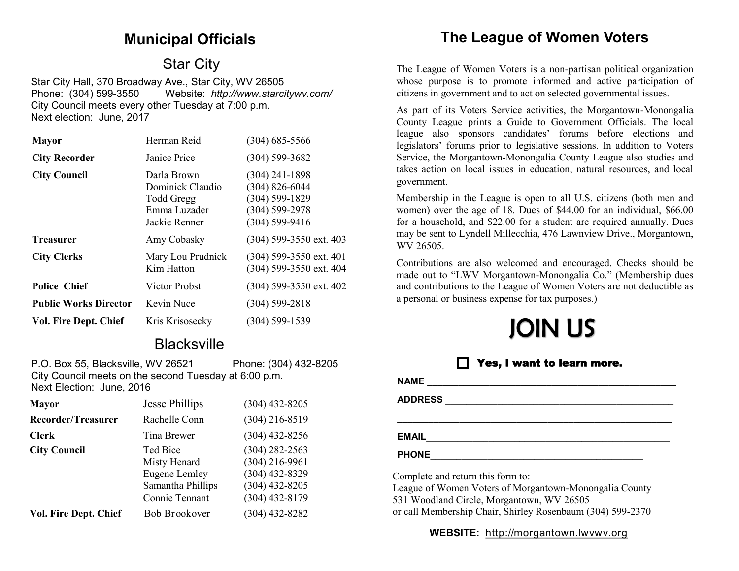# Municipal Officials

## Star City

Star City Hall, 370 Broadway Ave., Star City, WV 26505
Phone: (304) 599-3550 Website: *http://www.starcitywv.com/*
City Council meets every other Tuesday at 7:00 p.m.
Next election: June, 2017

| | | |
|---|---|---|
| **Mayor** | Herman Reid | (304) 685-5566 |
| **City Recorder** | Janice Price | (304) 599-3682 |
| **City Council** | Darla Brown | (304) 241-1898 |
| | Dominick Claudio | (304) 826-6044 |
| | Todd Gregg | (304) 599-1829 |
| | Emma Luzader | (304) 599-2978 |
| | Jackie Renner | (304) 599-9416 |
| **Treasurer** | Amy Cobasky | (304) 599-3550 ext. 403 |
| **City Clerks** | Mary Lou Prudnick | (304) 599-3550 ext. 401 |
| | Kim Hatton | (304) 599-3550 ext. 404 |
| **Police Chief** | Victor Probst | (304) 599-3550 ext. 402 |
| **Public Works Director** | Kevin Nuce | (304) 599-2818 |
| **Vol. Fire Dept. Chief** | Kris Krisosecky | (304) 599-1539 |

## Blacksville

P.O. Box 55, Blacksville, WV 26521 Phone: (304) 432-8205
City Council meets on the second Tuesday at 6:00 p.m.
Next Election: June, 2016

| | | |
|---|---|---|
| **Mayor** | Jesse Phillips | (304) 432-8205 |
| **Recorder/Treasurer** | Rachelle Conn | (304) 216-8519 |
| **Clerk** | Tina Brewer | (304) 432-8256 |
| **City Council** | Ted Bice | (304) 282-2563 |
| | Misty Henard | (304) 216-9961 |
| | Eugene Lemley | (304) 432-8329 |
| | Samantha Phillips | (304) 432-8205 |
| | Connie Tennant | (304) 432-8179 |
| **Vol. Fire Dept. Chief** | Bob Brookover | (304) 432-8282 |

# The League of Women Voters

The League of Women Voters is a non-partisan political organization whose purpose is to promote informed and active participation of citizens in government and to act on selected governmental issues.

As part of its Voters Service activities, the Morgantown-Monongalia County League prints a Guide to Government Officials. The local league also sponsors candidates' forums before elections and legislators' forums prior to legislative sessions. In addition to Voters Service, the Morgantown-Monongalia County League also studies and takes action on local issues in education, natural resources, and local government.

Membership in the League is open to all U.S. citizens (both men and women) over the age of 18. Dues of $44.00 for an individual, $66.00 for a household, and $22.00 for a student are required annually. Dues may be sent to Lyndell Millecchia, 476 Lawnview Drive., Morgantown, WV 26505.

Contributions are also welcomed and encouraged. Checks should be made out to "LWV Morgantown-Monongalia Co." (Membership dues and contributions to the League of Women Voters are not deductible as a personal or business expense for tax purposes.)

# JOIN US

☐ **Yes, I want to learn more.**

**NAME** ______________________________________________

**ADDRESS** ___________________________________________

_____________________________________________________

**EMAIL**______________________________________________

**PHONE**_______________________________________

Complete and return this form to:
League of Women Voters of Morgantown-Monongalia County
531 Woodland Circle, Morgantown, WV 26505
or call Membership Chair, Shirley Rosenbaum (304) 599-2370

**WEBSITE:** http://morgantown.lwvwv.org